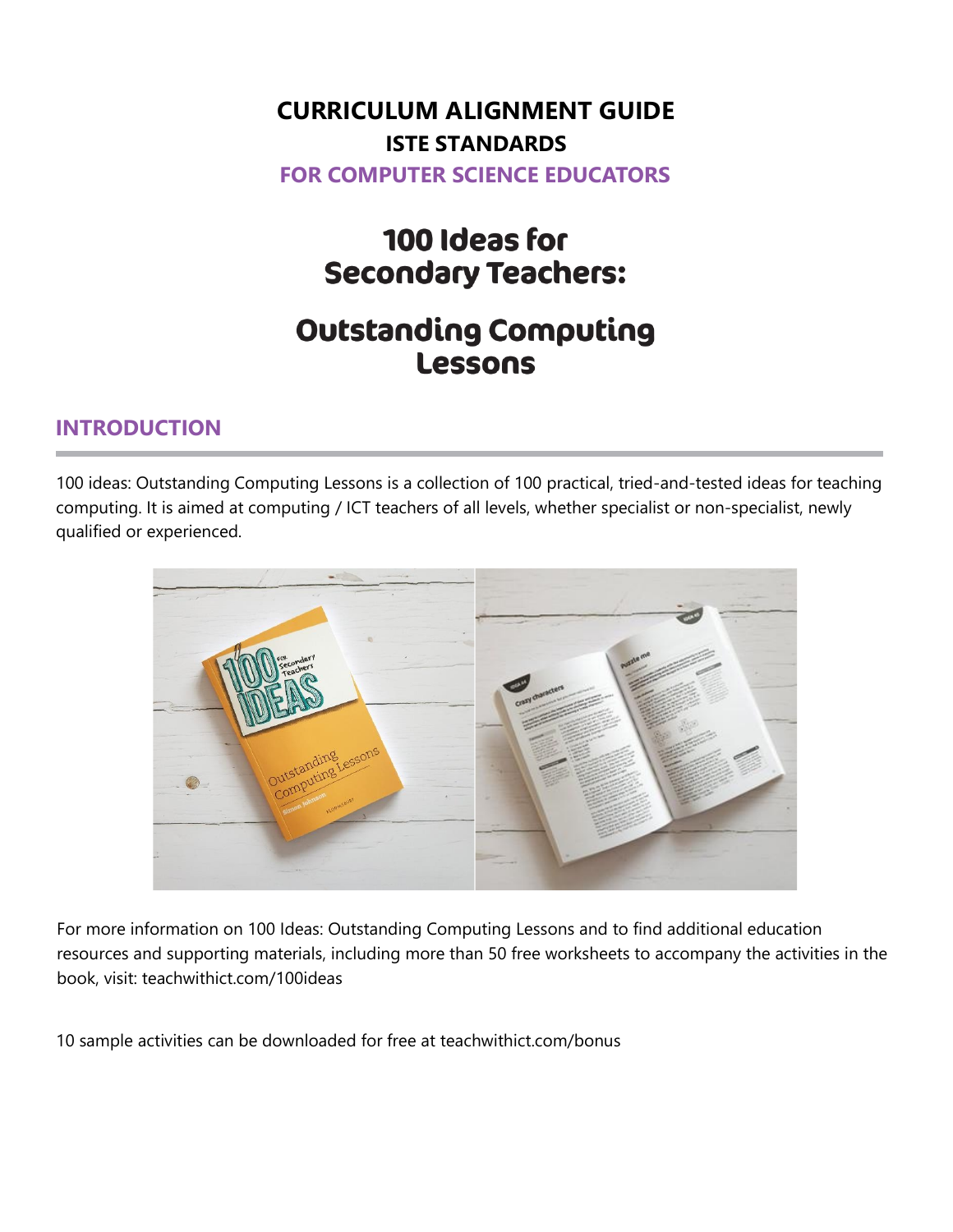# CURRICULUM ALIGNMENT GUIDE

## ISTE STANDARDS

### FOR COMPUTER SCIENCE EDUCATORS

# 100 Ideas for Secondary Teachers:

# Outstanding Computing Lessons

## INTRODUCTION

100 ideas: Outstanding Computing Lessons is a collection of 100 practical, tried-and-tested ideas for teaching computing. It is aimed at computing / ICT teachers of all levels, whether specialist or non-specialist, newly qualified or experienced.

For more information on 100 Ideas: Outstanding Computing Lessons and to find additional education resources and supporting materials, including more than 50 free worksheets to accompany the activities in the book, visit: teachwithict.com/100ideas

10 sample activities can be downloaded for free at teachwithict.com/bonus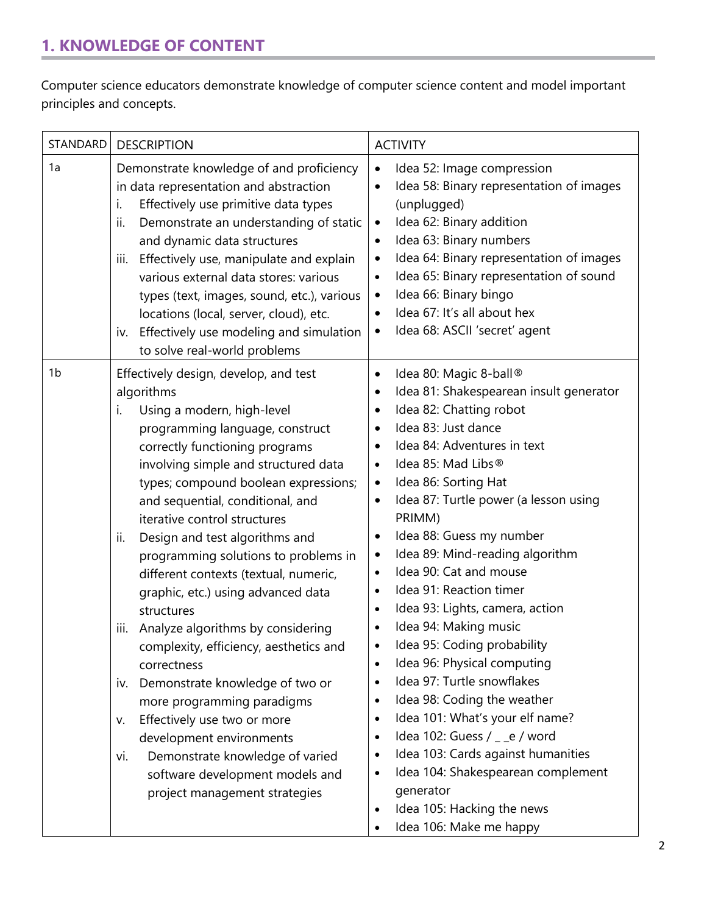## 1. KNOWLEDGE OF CONTENT

Computer science educators demonstrate knowledge of computer science content and model important principles and concepts.

| STANDARD | DESCRIPTION | ACTIVITY |
|---|---|---|
| 1a | Demonstrate knowledge of and proficiency in data representation and abstraction<br>i. Effectively use primitive data types<br>ii. Demonstrate an understanding of static and dynamic data structures<br>iii. Effectively use, manipulate and explain various external data stores: various types (text, images, sound, etc.), various locations (local, server, cloud), etc.<br>iv. Effectively use modeling and simulation to solve real-world problems | • Idea 52: Image compression<br>• Idea 58: Binary representation of images (unplugged)<br>• Idea 62: Binary addition<br>• Idea 63: Binary numbers<br>• Idea 64: Binary representation of images<br>• Idea 65: Binary representation of sound<br>• Idea 66: Binary bingo<br>• Idea 67: It's all about hex<br>• Idea 68: ASCII 'secret' agent |
| 1b | Effectively design, develop, and test algorithms<br>i. Using a modern, high-level programming language, construct correctly functioning programs involving simple and structured data types; compound boolean expressions; and sequential, conditional, and iterative control structures<br>ii. Design and test algorithms and programming solutions to problems in different contexts (textual, numeric, graphic, etc.) using advanced data structures<br>iii. Analyze algorithms by considering complexity, efficiency, aesthetics and correctness<br>iv. Demonstrate knowledge of two or more programming paradigms<br>v. Effectively use two or more development environments<br>vi. Demonstrate knowledge of varied software development models and project management strategies | • Idea 80: Magic 8-ball®<br>• Idea 81: Shakespearean insult generator<br>• Idea 82: Chatting robot<br>• Idea 83: Just dance<br>• Idea 84: Adventures in text<br>• Idea 85: Mad Libs®<br>• Idea 86: Sorting Hat<br>• Idea 87: Turtle power (a lesson using PRIMM)<br>• Idea 88: Guess my number<br>• Idea 89: Mind-reading algorithm<br>• Idea 90: Cat and mouse<br>• Idea 91: Reaction timer<br>• Idea 93: Lights, camera, action<br>• Idea 94: Making music<br>• Idea 95: Coding probability<br>• Idea 96: Physical computing<br>• Idea 97: Turtle snowflakes<br>• Idea 98: Coding the weather<br>• Idea 101: What's your elf name?<br>• Idea 102: Guess / _ _e / word<br>• Idea 103: Cards against humanities<br>• Idea 104: Shakespearean complement generator<br>• Idea 105: Hacking the news<br>• Idea 106: Make me happy |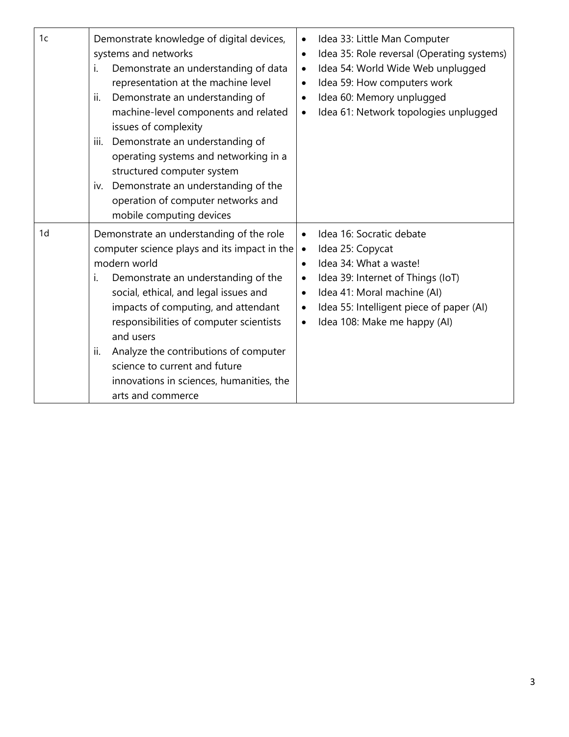| | | |
|---|---|---|
| 1c | Demonstrate knowledge of digital devices, systems and networks<br>i. Demonstrate an understanding of data representation at the machine level<br>ii. Demonstrate an understanding of machine-level components and related issues of complexity<br>iii. Demonstrate an understanding of operating systems and networking in a structured computer system<br>iv. Demonstrate an understanding of the operation of computer networks and mobile computing devices | • Idea 33: Little Man Computer<br>• Idea 35: Role reversal (Operating systems)<br>• Idea 54: World Wide Web unplugged<br>• Idea 59: How computers work<br>• Idea 60: Memory unplugged<br>• Idea 61: Network topologies unplugged |
| 1d | Demonstrate an understanding of the role computer science plays and its impact in the modern world<br>i. Demonstrate an understanding of the social, ethical, and legal issues and impacts of computing, and attendant responsibilities of computer scientists and users<br>ii. Analyze the contributions of computer science to current and future innovations in sciences, humanities, the arts and commerce | • Idea 16: Socratic debate<br>• Idea 25: Copycat<br>• Idea 34: What a waste!<br>• Idea 39: Internet of Things (IoT)<br>• Idea 41: Moral machine (AI)<br>• Idea 55: Intelligent piece of paper (AI)<br>• Idea 108: Make me happy (AI) |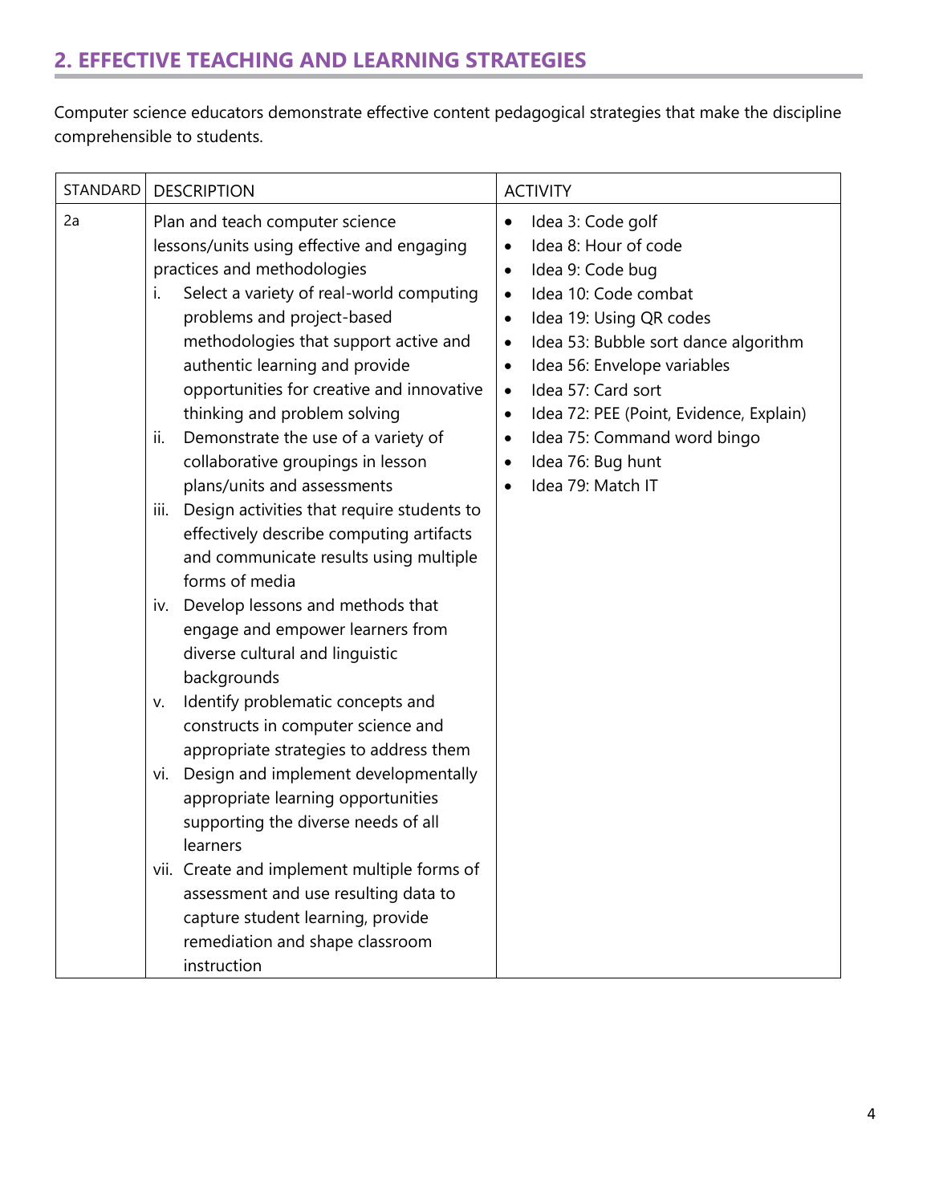## 2. EFFECTIVE TEACHING AND LEARNING STRATEGIES

Computer science educators demonstrate effective content pedagogical strategies that make the discipline comprehensible to students.

| STANDARD | DESCRIPTION | ACTIVITY |
|---|---|---|
| 2a | Plan and teach computer science lessons/units using effective and engaging practices and methodologies<br>i. Select a variety of real-world computing problems and project-based methodologies that support active and authentic learning and provide opportunities for creative and innovative thinking and problem solving<br>ii. Demonstrate the use of a variety of collaborative groupings in lesson plans/units and assessments<br>iii. Design activities that require students to effectively describe computing artifacts and communicate results using multiple forms of media<br>iv. Develop lessons and methods that engage and empower learners from diverse cultural and linguistic backgrounds<br>v. Identify problematic concepts and constructs in computer science and appropriate strategies to address them<br>vi. Design and implement developmentally appropriate learning opportunities supporting the diverse needs of all learners<br>vii. Create and implement multiple forms of assessment and use resulting data to capture student learning, provide remediation and shape classroom instruction | • Idea 3: Code golf<br>• Idea 8: Hour of code<br>• Idea 9: Code bug<br>• Idea 10: Code combat<br>• Idea 19: Using QR codes<br>• Idea 53: Bubble sort dance algorithm<br>• Idea 56: Envelope variables<br>• Idea 57: Card sort<br>• Idea 72: PEE (Point, Evidence, Explain)<br>• Idea 75: Command word bingo<br>• Idea 76: Bug hunt<br>• Idea 79: Match IT |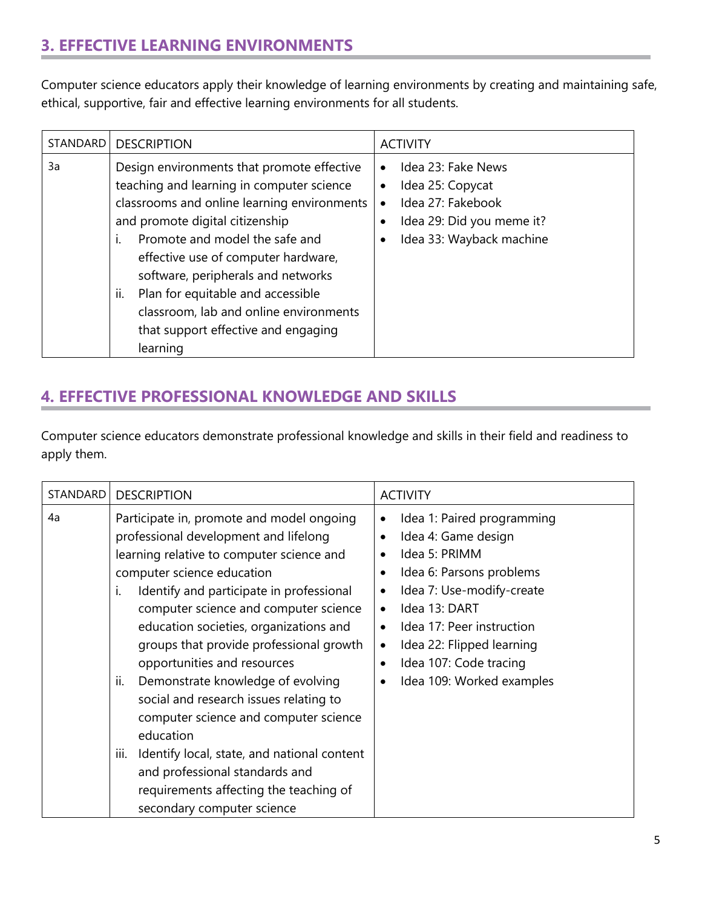## 3. EFFECTIVE LEARNING ENVIRONMENTS

Computer science educators apply their knowledge of learning environments by creating and maintaining safe, ethical, supportive, fair and effective learning environments for all students.

| STANDARD | DESCRIPTION | ACTIVITY |
| --- | --- | --- |
| 3a | Design environments that promote effective teaching and learning in computer science classrooms and online learning environments and promote digital citizenship<br>i. Promote and model the safe and effective use of computer hardware, software, peripherals and networks<br>ii. Plan for equitable and accessible classroom, lab and online environments that support effective and engaging learning | • Idea 23: Fake News<br>• Idea 25: Copycat<br>• Idea 27: Fakebook<br>• Idea 29: Did you meme it?<br>• Idea 33: Wayback machine |

## 4. EFFECTIVE PROFESSIONAL KNOWLEDGE AND SKILLS

Computer science educators demonstrate professional knowledge and skills in their field and readiness to apply them.

| STANDARD | DESCRIPTION | ACTIVITY |
| --- | --- | --- |
| 4a | Participate in, promote and model ongoing professional development and lifelong learning relative to computer science and computer science education<br>i. Identify and participate in professional computer science and computer science education societies, organizations and groups that provide professional growth opportunities and resources<br>ii. Demonstrate knowledge of evolving social and research issues relating to computer science and computer science education<br>iii. Identify local, state, and national content and professional standards and requirements affecting the teaching of secondary computer science | • Idea 1: Paired programming<br>• Idea 4: Game design<br>• Idea 5: PRIMM<br>• Idea 6: Parsons problems<br>• Idea 7: Use-modify-create<br>• Idea 13: DART<br>• Idea 17: Peer instruction<br>• Idea 22: Flipped learning<br>• Idea 107: Code tracing<br>• Idea 109: Worked examples |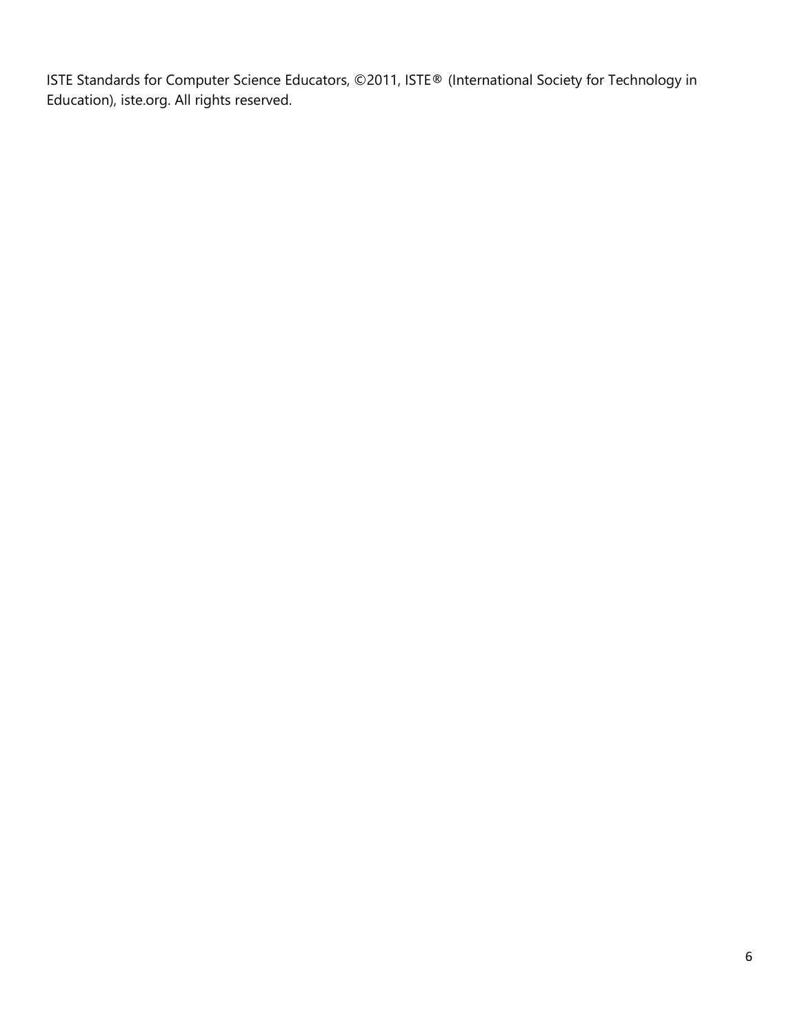ISTE Standards for Computer Science Educators, ©2011, ISTE® (International Society for Technology in Education), iste.org. All rights reserved.